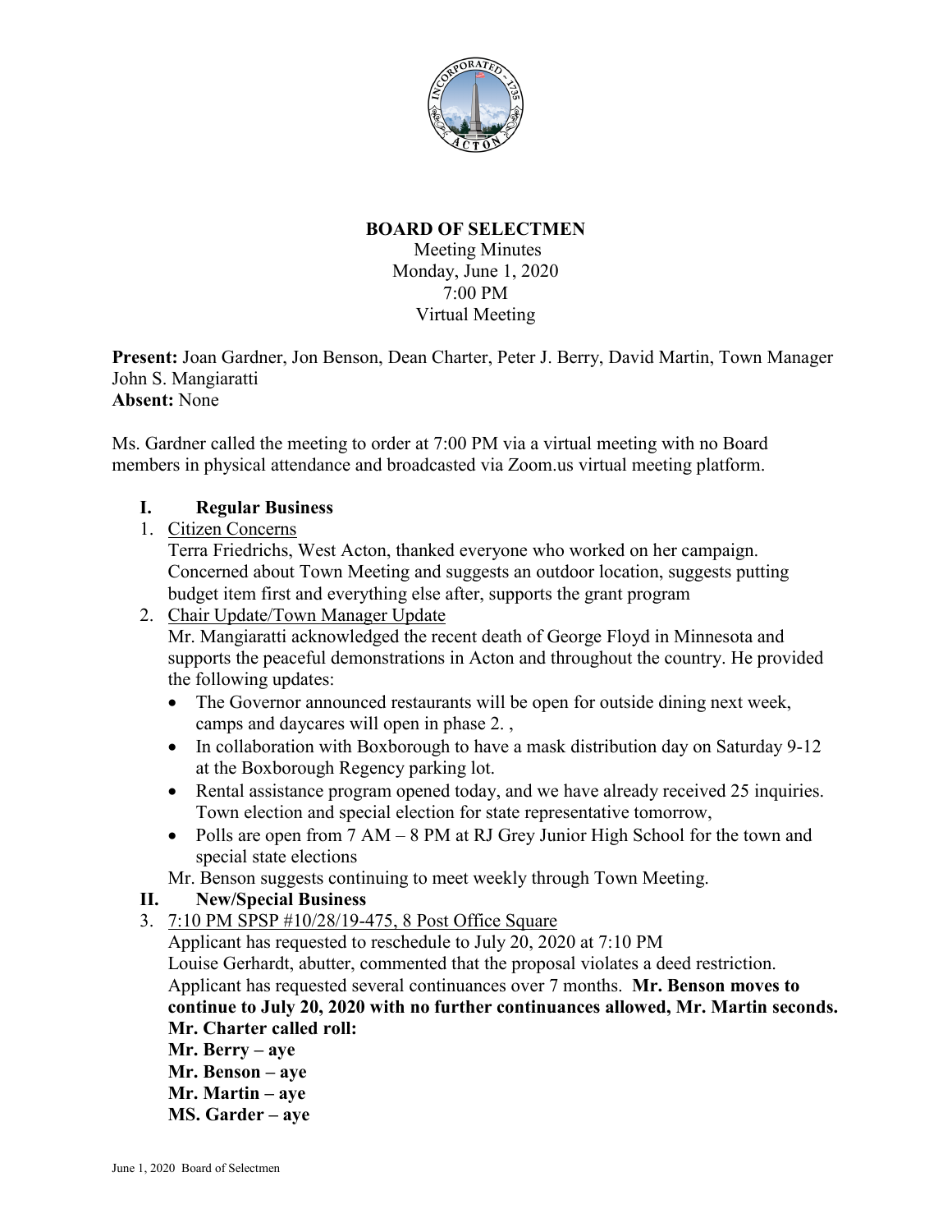# BOARD OF SELECTMEN

Meeting Minutes
Monday, June 1, 2020
7:00 PM
Virtual Meeting

**Present:** Joan Gardner, Jon Benson, Dean Charter, Peter J. Berry, David Martin, Town Manager John S. Mangiaratti
**Absent:** None

Ms. Gardner called the meeting to order at 7:00 PM via a virtual meeting with no Board members in physical attendance and broadcasted via Zoom.us virtual meeting platform.

## I. Regular Business

1. Citizen Concerns
   Terra Friedrichs, West Acton, thanked everyone who worked on her campaign. Concerned about Town Meeting and suggests an outdoor location, suggests putting budget item first and everything else after, supports the grant program
2. Chair Update/Town Manager Update
   Mr. Mangiaratti acknowledged the recent death of George Floyd in Minnesota and supports the peaceful demonstrations in Acton and throughout the country. He provided the following updates:
   - The Governor announced restaurants will be open for outside dining next week, camps and daycares will open in phase 2. ,
   - In collaboration with Boxborough to have a mask distribution day on Saturday 9-12 at the Boxborough Regency parking lot.
   - Rental assistance program opened today, and we have already received 25 inquiries. Town election and special election for state representative tomorrow,
   - Polls are open from 7 AM – 8 PM at RJ Grey Junior High School for the town and special state elections

   Mr. Benson suggests continuing to meet weekly through Town Meeting.

## II. New/Special Business

3. 7:10 PM SPSP #10/28/19-475, 8 Post Office Square
   Applicant has requested to reschedule to July 20, 2020 at 7:10 PM
   Louise Gerhardt, abutter, commented that the proposal violates a deed restriction. Applicant has requested several continuances over 7 months. **Mr. Benson moves to continue to July 20, 2020 with no further continuances allowed, Mr. Martin seconds.**
   **Mr. Charter called roll:**
   **Mr. Berry – aye**
   **Mr. Benson – aye**
   **Mr. Martin – aye**
   **MS. Garder – aye**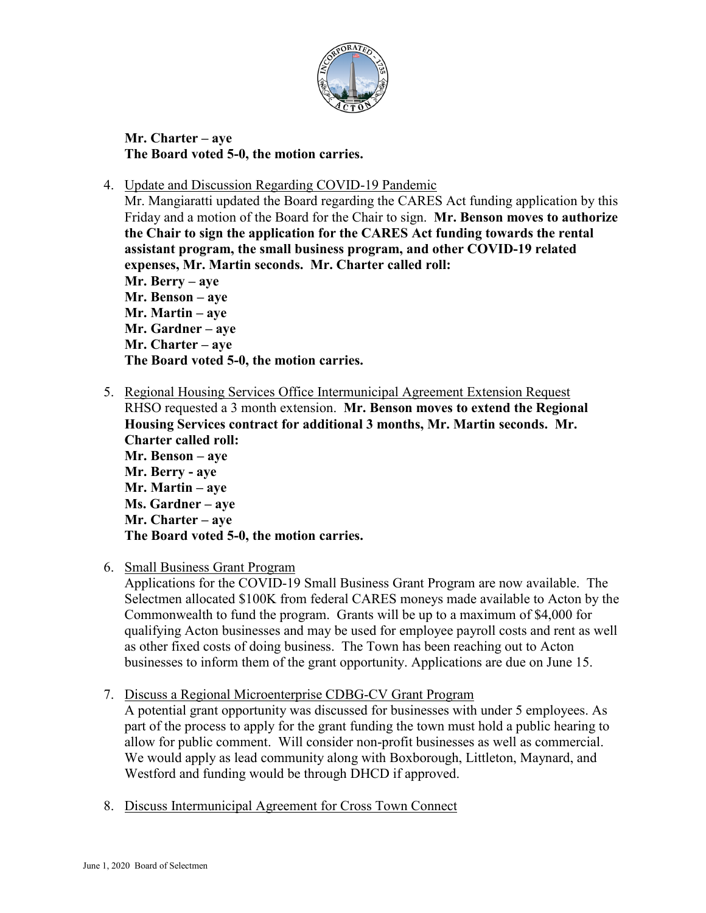**Mr. Charter – aye**
**The Board voted 5-0, the motion carries.**

4. Update and Discussion Regarding COVID-19 Pandemic
   Mr. Mangiaratti updated the Board regarding the CARES Act funding application by this Friday and a motion of the Board for the Chair to sign. **Mr. Benson moves to authorize the Chair to sign the application for the CARES Act funding towards the rental assistant program, the small business program, and other COVID-19 related expenses, Mr. Martin seconds. Mr. Charter called roll:**
   **Mr. Berry – aye**
   **Mr. Benson – aye**
   **Mr. Martin – aye**
   **Mr. Gardner – aye**
   **Mr. Charter – aye**
   **The Board voted 5-0, the motion carries.**

5. Regional Housing Services Office Intermunicipal Agreement Extension Request
   RHSO requested a 3 month extension. **Mr. Benson moves to extend the Regional Housing Services contract for additional 3 months, Mr. Martin seconds. Mr. Charter called roll:**
   **Mr. Benson – aye**
   **Mr. Berry - aye**
   **Mr. Martin – aye**
   **Ms. Gardner – aye**
   **Mr. Charter – aye**
   **The Board voted 5-0, the motion carries.**

6. Small Business Grant Program
   Applications for the COVID-19 Small Business Grant Program are now available. The Selectmen allocated $100K from federal CARES moneys made available to Acton by the Commonwealth to fund the program. Grants will be up to a maximum of $4,000 for qualifying Acton businesses and may be used for employee payroll costs and rent as well as other fixed costs of doing business. The Town has been reaching out to Acton businesses to inform them of the grant opportunity. Applications are due on June 15.

7. Discuss a Regional Microenterprise CDBG-CV Grant Program
   A potential grant opportunity was discussed for businesses with under 5 employees. As part of the process to apply for the grant funding the town must hold a public hearing to allow for public comment. Will consider non-profit businesses as well as commercial. We would apply as lead community along with Boxborough, Littleton, Maynard, and Westford and funding would be through DHCD if approved.

8. Discuss Intermunicipal Agreement for Cross Town Connect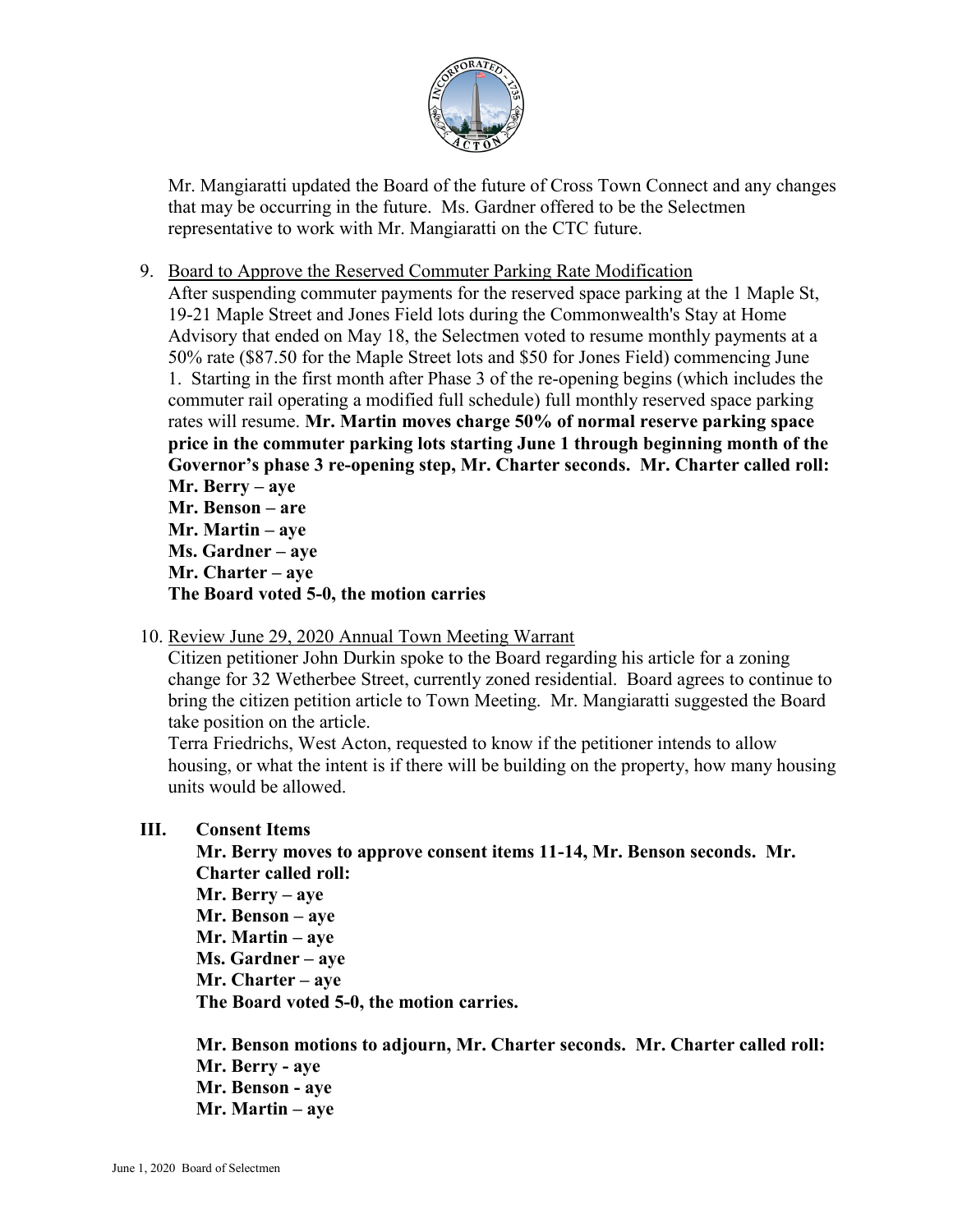Mr. Mangiaratti updated the Board of the future of Cross Town Connect and any changes that may be occurring in the future. Ms. Gardner offered to be the Selectmen representative to work with Mr. Mangiaratti on the CTC future.

9. Board to Approve the Reserved Commuter Parking Rate Modification
   After suspending commuter payments for the reserved space parking at the 1 Maple St, 19-21 Maple Street and Jones Field lots during the Commonwealth's Stay at Home Advisory that ended on May 18, the Selectmen voted to resume monthly payments at a 50% rate ($87.50 for the Maple Street lots and $50 for Jones Field) commencing June 1. Starting in the first month after Phase 3 of the re-opening begins (which includes the commuter rail operating a modified full schedule) full monthly reserved space parking rates will resume. **Mr. Martin moves charge 50% of normal reserve parking space price in the commuter parking lots starting June 1 through beginning month of the Governor's phase 3 re-opening step, Mr. Charter seconds. Mr. Charter called roll:**
   **Mr. Berry – aye**
   **Mr. Benson – are**
   **Mr. Martin – aye**
   **Ms. Gardner – aye**
   **Mr. Charter – aye**
   **The Board voted 5-0, the motion carries**

10. Review June 29, 2020 Annual Town Meeting Warrant
    Citizen petitioner John Durkin spoke to the Board regarding his article for a zoning change for 32 Wetherbee Street, currently zoned residential. Board agrees to continue to bring the citizen petition article to Town Meeting. Mr. Mangiaratti suggested the Board take position on the article.
    Terra Friedrichs, West Acton, requested to know if the petitioner intends to allow housing, or what the intent is if there will be building on the property, how many housing units would be allowed.

## III. Consent Items

**Mr. Berry moves to approve consent items 11-14, Mr. Benson seconds. Mr. Charter called roll:**
**Mr. Berry – aye**
**Mr. Benson – aye**
**Mr. Martin – aye**
**Ms. Gardner – aye**
**Mr. Charter – aye**
**The Board voted 5-0, the motion carries.**

**Mr. Benson motions to adjourn, Mr. Charter seconds. Mr. Charter called roll:**
**Mr. Berry - aye**
**Mr. Benson - aye**
**Mr. Martin – aye**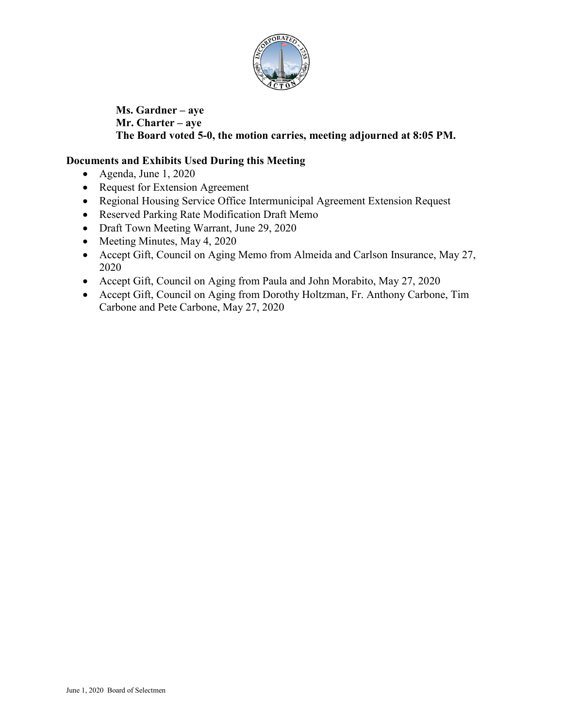**Ms. Gardner – aye**
**Mr. Charter – aye**
**The Board voted 5-0, the motion carries, meeting adjourned at 8:05 PM.**

**Documents and Exhibits Used During this Meeting**

- Agenda, June 1, 2020
- Request for Extension Agreement
- Regional Housing Service Office Intermunicipal Agreement Extension Request
- Reserved Parking Rate Modification Draft Memo
- Draft Town Meeting Warrant, June 29, 2020
- Meeting Minutes, May 4, 2020
- Accept Gift, Council on Aging Memo from Almeida and Carlson Insurance, May 27, 2020
- Accept Gift, Council on Aging from Paula and John Morabito, May 27, 2020
- Accept Gift, Council on Aging from Dorothy Holtzman, Fr. Anthony Carbone, Tim Carbone and Pete Carbone, May 27, 2020